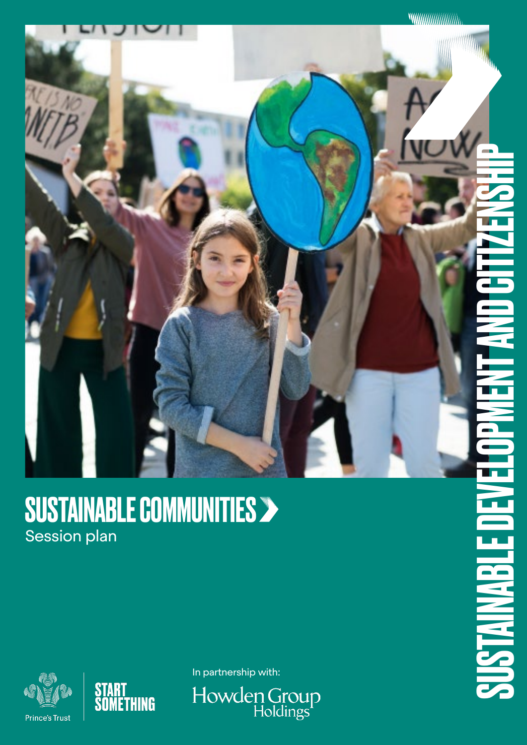# SUSTAINABLE COMMUNITIES

Session plan

SUSTAINABLE DEVELOPMENT AND CITIZENSHIP

Prince's Trust

START SOMETHING

In partnership with:

Howden Group Holdings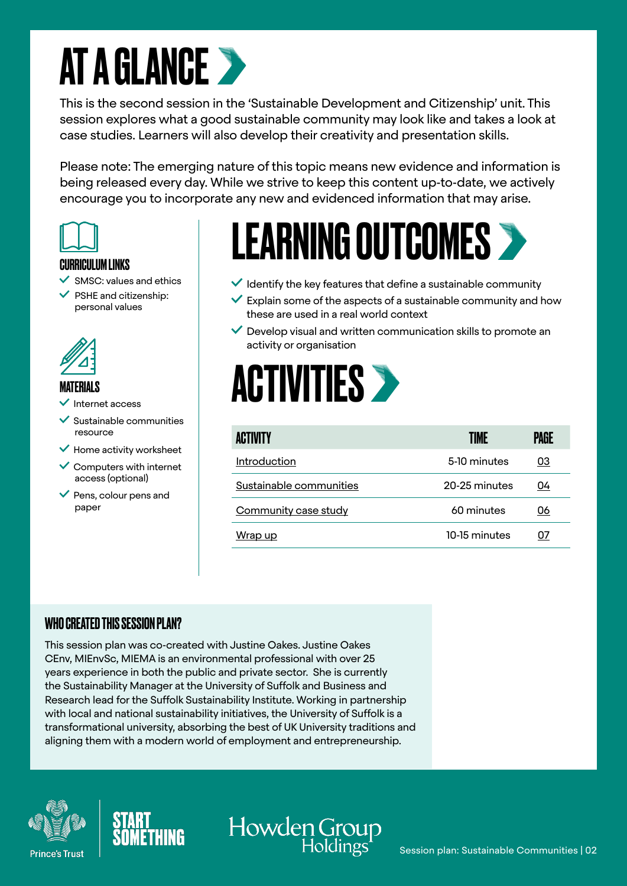# AT A GLANCE

This is the second session in the 'Sustainable Development and Citizenship' unit. This session explores what a good sustainable community may look like and takes a look at case studies. Learners will also develop their creativity and presentation skills.

Please note: The emerging nature of this topic means new evidence and information is being released every day. While we strive to keep this content up-to-date, we actively encourage you to incorporate any new and evidenced information that may arise.

### CURRICULUM LINKS

- SMSC: values and ethics
- PSHE and citizenship: personal values

### MATERIALS

- Internet access
- Sustainable communities resource
- Home activity worksheet
- Computers with internet access (optional)
- Pens, colour pens and paper

# LEARNING OUTCOMES

- Identify the key features that define a sustainable community
- Explain some of the aspects of a sustainable community and how these are used in a real world context
- Develop visual and written communication skills to promote an activity or organisation

# ACTIVITIES

| ACTIVITY | TIME | PAGE |
|---|---|---|
| Introduction | 5-10 minutes | 03 |
| Sustainable communities | 20-25 minutes | 04 |
| Community case study | 60 minutes | 06 |
| Wrap up | 10-15 minutes | 07 |

### WHO CREATED THIS SESSION PLAN?

This session plan was co-created with Justine Oakes. Justine Oakes CEnv, MIEnvSc, MIEMA is an environmental professional with over 25 years experience in both the public and private sector. She is currently the Sustainability Manager at the University of Suffolk and Business and Research lead for the Suffolk Sustainability Institute. Working in partnership with local and national sustainability initiatives, the University of Suffolk is a transformational university, absorbing the best of UK University traditions and aligning them with a modern world of employment and entrepreneurship.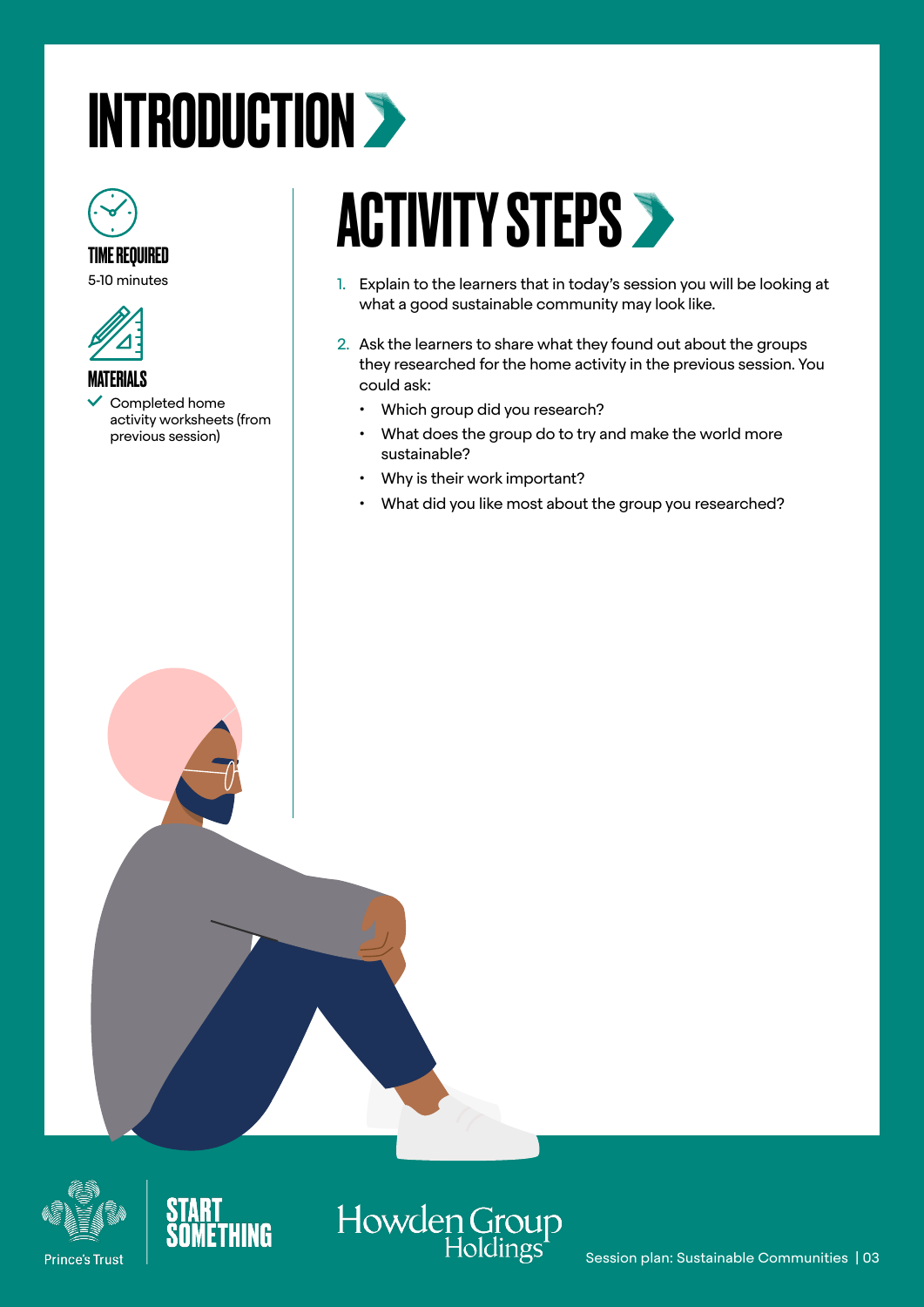# INTRODUCTION

### TIME REQUIRED

5-10 minutes

### MATERIALS

- ✓ Completed home activity worksheets (from previous session)

## ACTIVITY STEPS

1. Explain to the learners that in today's session you will be looking at what a good sustainable community may look like.
2. Ask the learners to share what they found out about the groups they researched for the home activity in the previous session. You could ask:
   - Which group did you research?
   - What does the group do to try and make the world more sustainable?
   - Why is their work important?
   - What did you like most about the group you researched?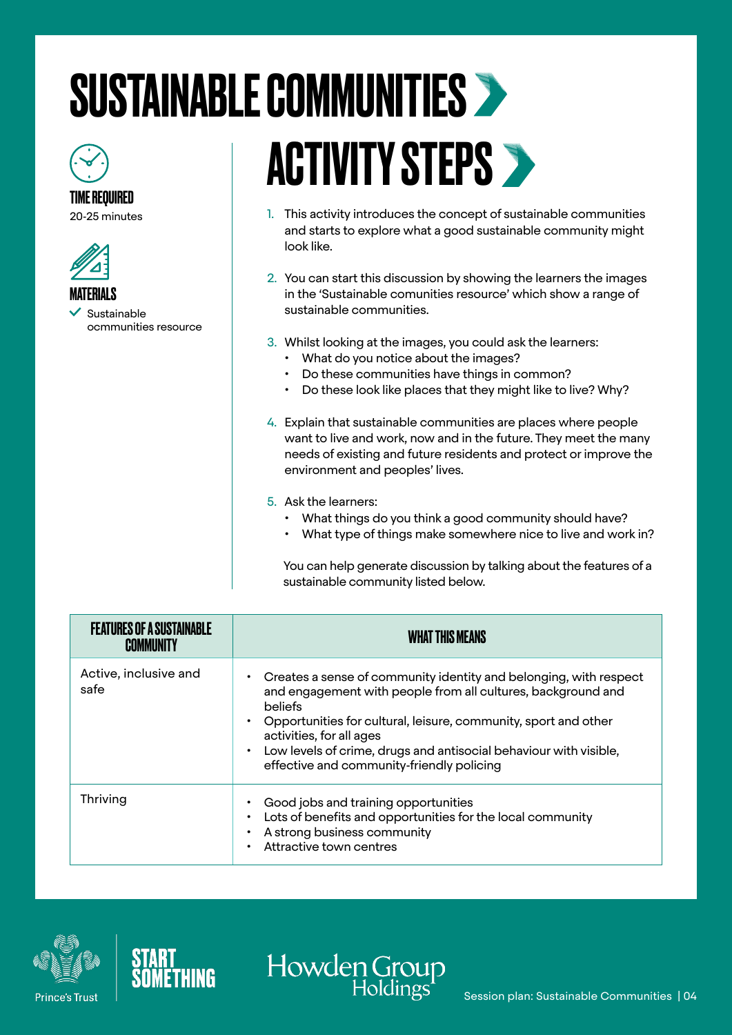# SUSTAINABLE COMMUNITIES

**TIME REQUIRED**
20-25 minutes

**MATERIALS**
✓ Sustainable ocmmunities resource

## ACTIVITY STEPS

1. This activity introduces the concept of sustainable communities and starts to explore what a good sustainable community might look like.

2. You can start this discussion by showing the learners the images in the 'Sustainable comunities resource' which show a range of sustainable communities.

3. Whilst looking at the images, you could ask the learners:
   - What do you notice about the images?
   - Do these communities have things in common?
   - Do these look like places that they might like to live? Why?

4. Explain that sustainable communities are places where people want to live and work, now and in the future. They meet the many needs of existing and future residents and protect or improve the environment and peoples' lives.

5. Ask the learners:
   - What things do you think a good community should have?
   - What type of things make somewhere nice to live and work in?

   You can help generate discussion by talking about the features of a sustainable community listed below.

| FEATURES OF A SUSTAINABLE COMMUNITY | WHAT THIS MEANS |
|---|---|
| Active, inclusive and safe | • Creates a sense of community identity and belonging, with respect and engagement with people from all cultures, background and beliefs<br>• Opportunities for cultural, leisure, community, sport and other activities, for all ages<br>• Low levels of crime, drugs and antisocial behaviour with visible, effective and community-friendly policing |
| Thriving | • Good jobs and training opportunities<br>• Lots of benefits and opportunities for the local community<br>• A strong business community<br>• Attractive town centres |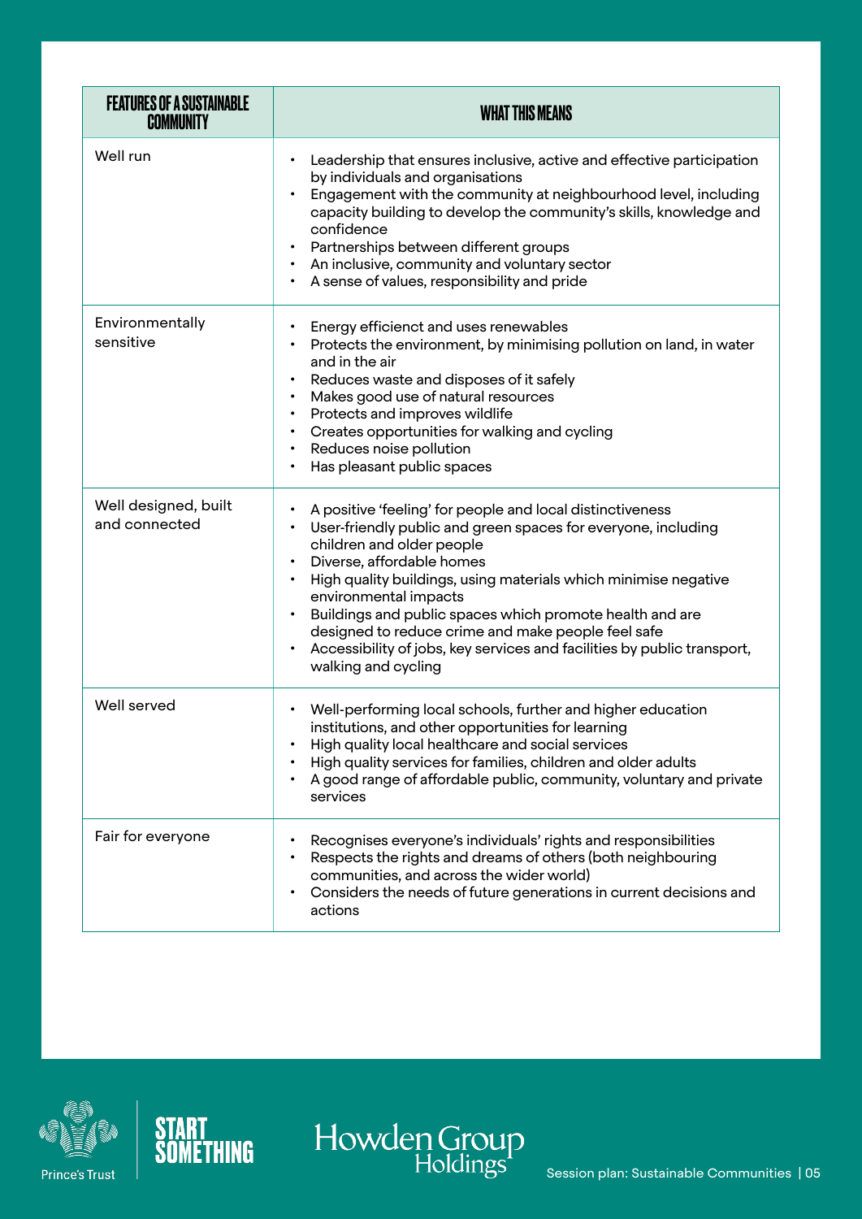| FEATURES OF A SUSTAINABLE COMMUNITY | WHAT THIS MEANS |
|---|---|
| Well run | • Leadership that ensures inclusive, active and effective participation by individuals and organisations<br>• Engagement with the community at neighbourhood level, including capacity building to develop the community's skills, knowledge and confidence<br>• Partnerships between different groups<br>• An inclusive, community and voluntary sector<br>• A sense of values, responsibility and pride |
| Environmentally sensitive | • Energy efficienct and uses renewables<br>• Protects the environment, by minimising pollution on land, in water and in the air<br>• Reduces waste and disposes of it safely<br>• Makes good use of natural resources<br>• Protects and improves wildlife<br>• Creates opportunities for walking and cycling<br>• Reduces noise pollution<br>• Has pleasant public spaces |
| Well designed, built and connected | • A positive 'feeling' for people and local distinctiveness<br>• User-friendly public and green spaces for everyone, including children and older people<br>• Diverse, affordable homes<br>• High quality buildings, using materials which minimise negative environmental impacts<br>• Buildings and public spaces which promote health and are designed to reduce crime and make people feel safe<br>• Accessibility of jobs, key services and facilities by public transport, walking and cycling |
| Well served | • Well-performing local schools, further and higher education institutions, and other opportunities for learning<br>• High quality local healthcare and social services<br>• High quality services for families, children and older adults<br>• A good range of affordable public, community, voluntary and private services |
| Fair for everyone | • Recognises everyone's individuals' rights and responsibilities<br>• Respects the rights and dreams of others (both neighbouring communities, and across the wider world)<br>• Considers the needs of future generations in current decisions and actions |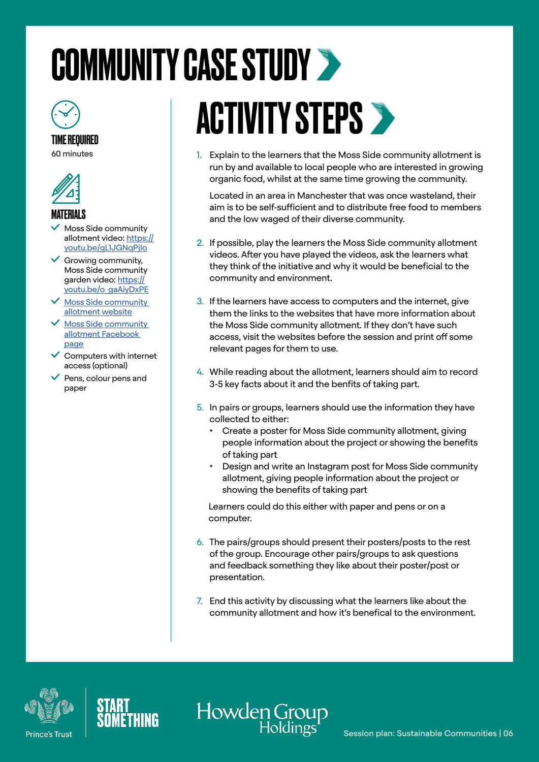# COMMUNITY CASE STUDY

### TIME REQUIRED

60 minutes

### MATERIALS

- Moss Side community allotment video: https://youtu.be/gL1JGNqPjlo
- Growing community, Moss Side community garden video: https://youtu.be/o_gaAiyDxPE
- Moss Side community allotment website
- Moss Side community allotment Facebook page
- Computers with internet access (optional)
- Pens, colour pens and paper

## ACTIVITY STEPS

1. Explain to the learners that the Moss Side community allotment is run by and available to local people who are interested in growing organic food, whilst at the same time growing the community.

   Located in an area in Manchester that was once wasteland, their aim is to be self-sufficient and to distribute free food to members and the low waged of their diverse community.

2. If possible, play the learners the Moss Side community allotment videos. After you have played the videos, ask the learners what they think of the initiative and why it would be beneficial to the community and environment.

3. If the learners have access to computers and the internet, give them the links to the websites that have more information about the Moss Side community allotment. If they don't have such access, visit the websites before the session and print off some relevant pages for them to use.

4. While reading about the allotment, learners should aim to record 3-5 key facts about it and the benfits of taking part.

5. In pairs or groups, learners should use the information they have collected to either:
   - Create a poster for Moss Side community allotment, giving people information about the project or showing the benefits of taking part
   - Design and write an Instagram post for Moss Side community allotment, giving people information about the project or showing the benefits of taking part

   Learners could do this either with paper and pens or on a computer.

6. The pairs/groups should present their posters/posts to the rest of the group. Encourage other pairs/groups to ask questions and feedback something they like about their poster/post or presentation.

7. End this activity by discussing what the learners like about the community allotment and how it's benefical to the environment.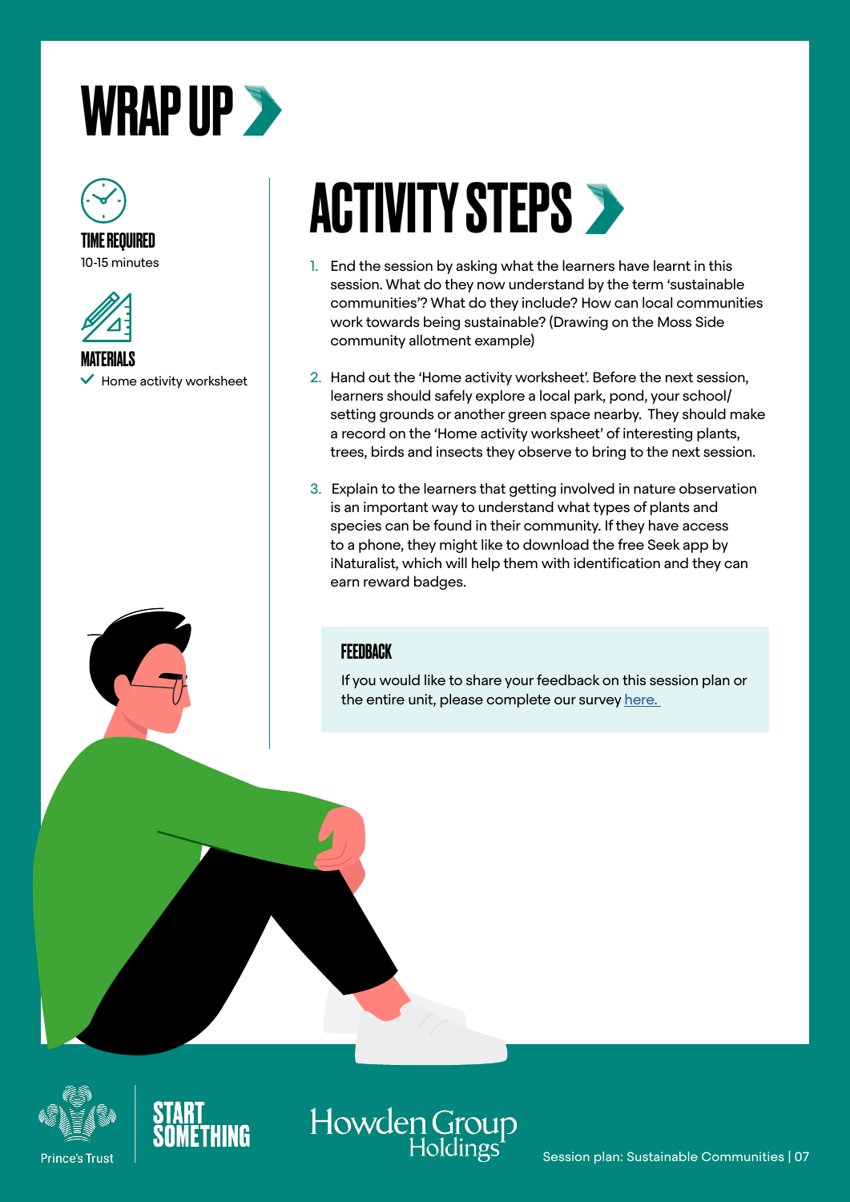# WRAP UP

**TIME REQUIRED**
10-15 minutes

**MATERIALS**
- Home activity worksheet

## ACTIVITY STEPS

1. End the session by asking what the learners have learnt in this session. What do they now understand by the term 'sustainable communities'? What do they include? How can local communities work towards being sustainable? (Drawing on the Moss Side community allotment example)

2. Hand out the 'Home activity worksheet'. Before the next session, learners should safely explore a local park, pond, your school/setting grounds or another green space nearby. They should make a record on the 'Home activity worksheet' of interesting plants, trees, birds and insects they observe to bring to the next session.

3. Explain to the learners that getting involved in nature observation is an important way to understand what types of plants and species can be found in their community. If they have access to a phone, they might like to download the free Seek app by iNaturalist, which will help them with identification and they can earn reward badges.

### FEEDBACK

If you would like to share your feedback on this session plan or the entire unit, please complete our survey here.

Prince's Trust | START SOMETHING | Howden Group Holdings

Session plan: Sustainable Communities